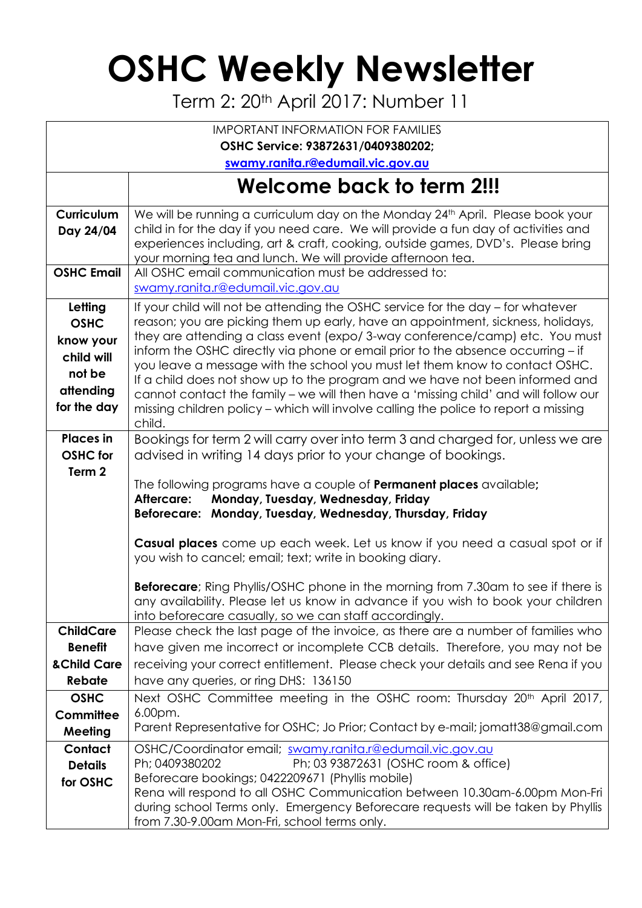# OSHC Weekly Newsletter

Term 2: 20th April 2017: Number 11

| IMPORTANT INFORMATION FOR FAMILIES<br>**OSHC Service: 93872631/0409380202;**<br>**swamy.ranita.r@edumail.vic.gov.au** | |
|---|---|
| | **Welcome back to term 2!!!** |
| **Curriculum Day 24/04** | We will be running a curriculum day on the Monday 24th April. Please book your child in for the day if you need care. We will provide a fun day of activities and experiences including, art & craft, cooking, outside games, DVD's. Please bring your morning tea and lunch. We will provide afternoon tea. |
| **OSHC Email** | All OSHC email communication must be addressed to: swamy.ranita.r@edumail.vic.gov.au |
| **Letting OSHC know your child will not be attending for the day** | If your child will not be attending the OSHC service for the day – for whatever reason; you are picking them up early, have an appointment, sickness, holidays, they are attending a class event (expo/ 3-way conference/camp) etc. You must inform the OSHC directly via phone or email prior to the absence occurring – if you leave a message with the school you must let them know to contact OSHC. If a child does not show up to the program and we have not been informed and cannot contact the family – we will then have a 'missing child' and will follow our missing children policy – which will involve calling the police to report a missing child. |
| **Places in OSHC for Term 2** | Bookings for term 2 will carry over into term 3 and charged for, unless we are advised in writing 14 days prior to your change of bookings.<br><br>The following programs have a couple of **Permanent places** available**;**<br>**Aftercare: Monday, Tuesday, Wednesday, Friday**<br>**Beforecare: Monday, Tuesday, Wednesday, Thursday, Friday**<br><br>**Casual places** come up each week. Let us know if you need a casual spot or if you wish to cancel; email; text; write in booking diary.<br><br>**Beforecare**; Ring Phyllis/OSHC phone in the morning from 7.30am to see if there is any availability. Please let us know in advance if you wish to book your children into beforecare casually, so we can staff accordingly. |
| **ChildCare Benefit &Child Care Rebate** | Please check the last page of the invoice, as there are a number of families who have given me incorrect or incomplete CCB details. Therefore, you may not be receiving your correct entitlement. Please check your details and see Rena if you have any queries, or ring DHS: 136150 |
| **OSHC Committee Meeting** | Next OSHC Committee meeting in the OSHC room: Thursday 20th April 2017, 6.00pm.<br>Parent Representative for OSHC; Jo Prior; Contact by e-mail; jomatt38@gmail.com |
| **Contact Details for OSHC** | OSHC/Coordinator email; swamy.ranita.r@edumail.vic.gov.au<br>Ph; 0409380202 Ph; 03 93872631 (OSHC room & office)<br>Beforecare bookings; 0422209671 (Phyllis mobile)<br>Rena will respond to all OSHC Communication between 10.30am-6.00pm Mon-Fri during school Terms only. Emergency Beforecare requests will be taken by Phyllis from 7.30-9.00am Mon-Fri, school terms only. |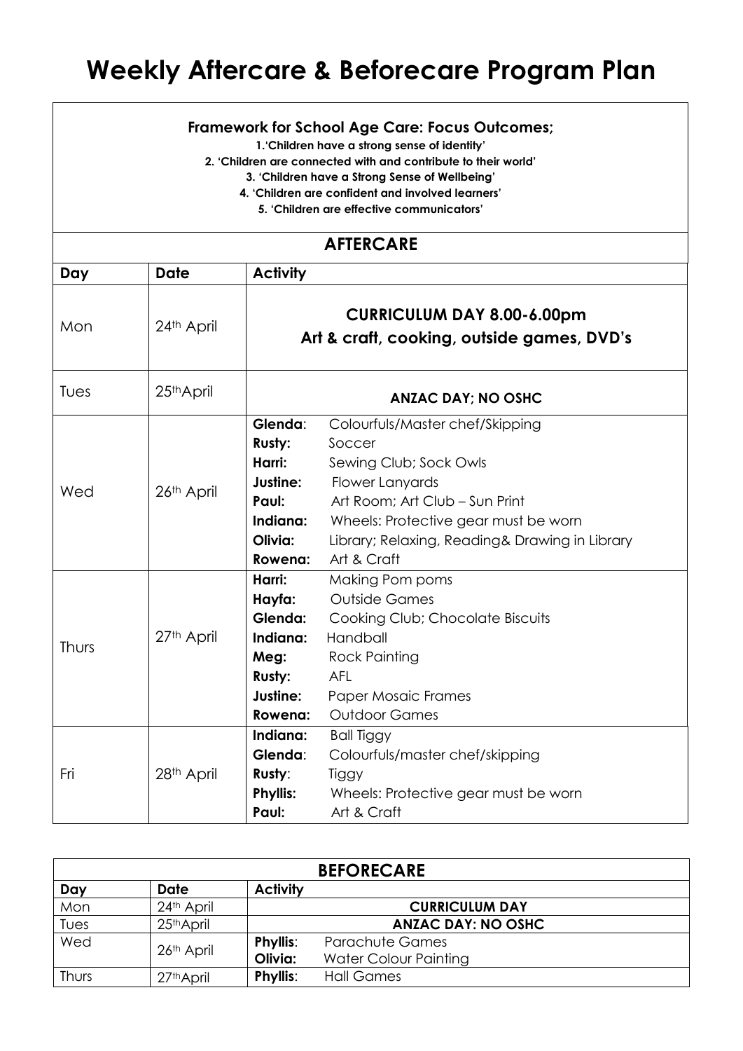# Weekly Aftercare & Beforecare Program Plan

**Framework for School Age Care: Focus Outcomes;**

**1.'Children have a strong sense of identity'**
**2. 'Children are connected with and contribute to their world'**
**3. 'Children have a Strong Sense of Wellbeing'**
**4. 'Children are confident and involved learners'**
**5. 'Children are effective communicators'**

## AFTERCARE

| Day | Date | Activity |
|---|---|---|
| Mon | 24th April | **CURRICULUM DAY 8.00-6.00pm**<br>**Art & craft, cooking, outside games, DVD's** |
| Tues | 25thApril | **ANZAC DAY; NO OSHC** |
| Wed | 26th April | **Glenda**: Colourfuls/Master chef/Skipping<br>**Rusty:** Soccer<br>**Harri:** Sewing Club; Sock Owls<br>**Justine:** Flower Lanyards<br>**Paul:** Art Room; Art Club – Sun Print<br>**Indiana:** Wheels: Protective gear must be worn<br>**Olivia:** Library; Relaxing, Reading& Drawing in Library<br>**Rowena:** Art & Craft |
| Thurs | 27th April | **Harri:** Making Pom poms<br>**Hayfa:** Outside Games<br>**Glenda:** Cooking Club; Chocolate Biscuits<br>**Indiana:** Handball<br>**Meg:** Rock Painting<br>**Rusty:** AFL<br>**Justine:** Paper Mosaic Frames<br>**Rowena:** Outdoor Games |
| Fri | 28th April | **Indiana:** Ball Tiggy<br>**Glenda**: Colourfuls/master chef/skipping<br>**Rusty**: Tiggy<br>**Phyllis:** Wheels: Protective gear must be worn<br>**Paul:** Art & Craft |

## BEFORECARE

| Day | Date | Activity |
|---|---|---|
| Mon | 24th April | **CURRICULUM DAY** |
| Tues | 25thApril | **ANZAC DAY: NO OSHC** |
| Wed | 26th April | **Phyllis**: Parachute Games<br>**Olivia:** Water Colour Painting |
| Thurs | 27thApril | **Phyllis**: Hall Games |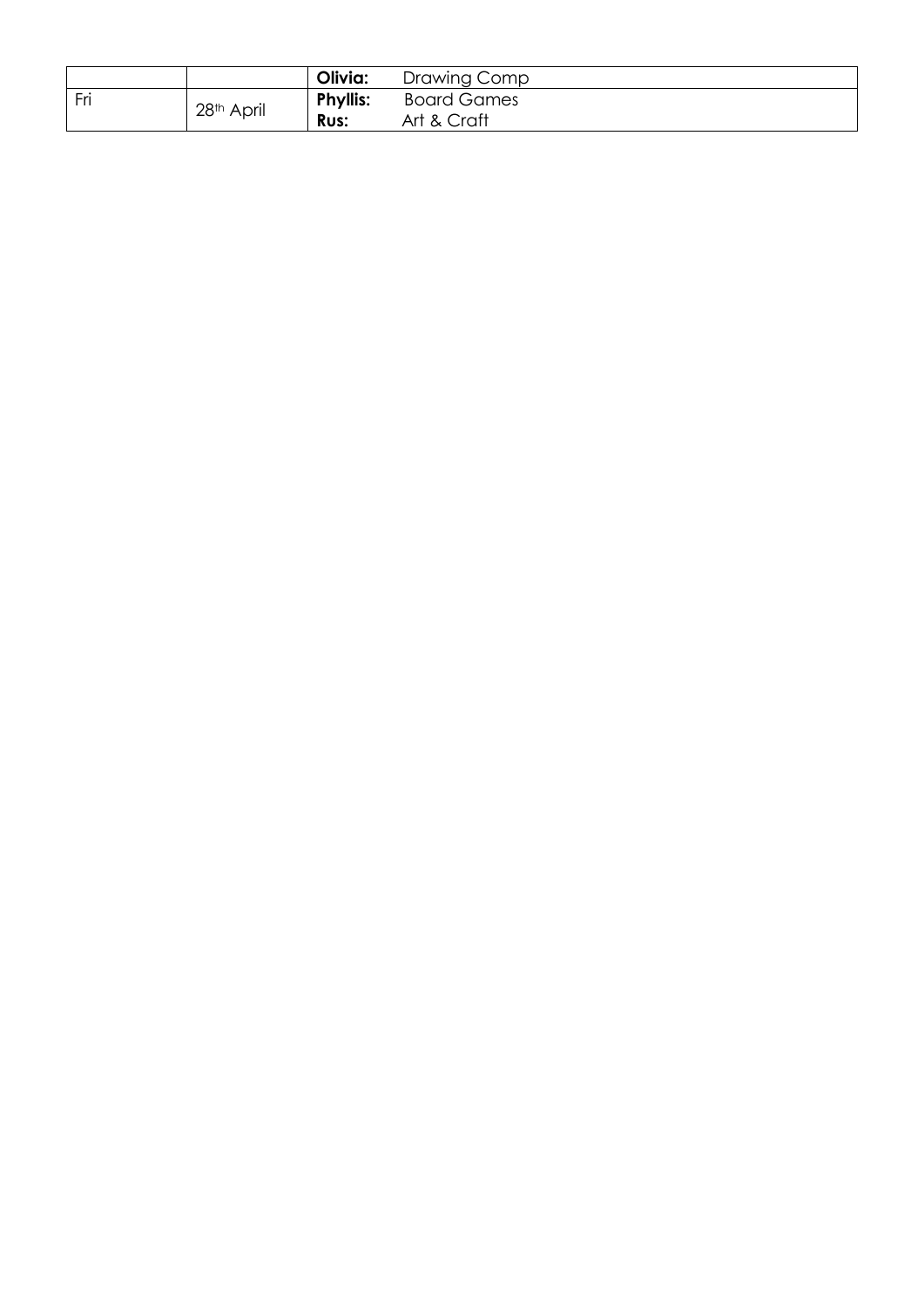| | | |
|---|---|---|
| | | **Olivia:** Drawing Comp |
| Fri | 28th April | **Phyllis:** Board Games<br>**Rus:** Art & Craft |